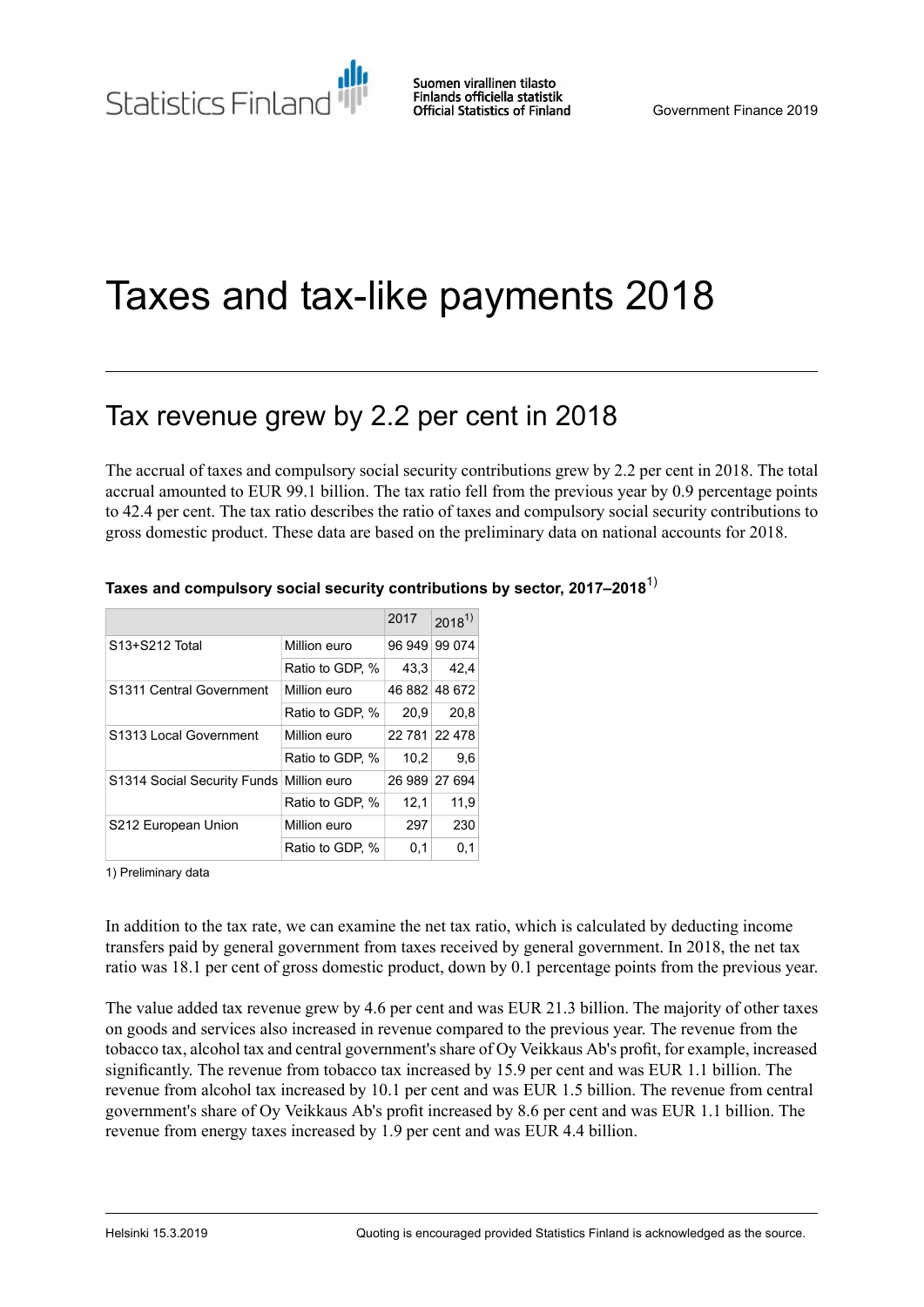# Taxes and tax-like payments 2018

## Tax revenue grew by 2.2 per cent in 2018

The accrual of taxes and compulsory social security contributions grew by 2.2 per cent in 2018. The total accrual amounted to EUR 99.1 billion. The tax ratio fell from the previous year by 0.9 percentage points to 42.4 per cent. The tax ratio describes the ratio of taxes and compulsory social security contributions to gross domestic product. These data are based on the preliminary data on national accounts for 2018.

**Taxes and compulsory social security contributions by sector, 2017–2018[1)]**

| | | 2017 | 2018[1)] |
|---|---|---|---|
| S13+S212 Total | Million euro | 96 949 | 99 074 |
| | Ratio to GDP, % | 43,3 | 42,4 |
| S1311 Central Government | Million euro | 46 882 | 48 672 |
| | Ratio to GDP, % | 20,9 | 20,8 |
| S1313 Local Government | Million euro | 22 781 | 22 478 |
| | Ratio to GDP, % | 10,2 | 9,6 |
| S1314 Social Security Funds | Million euro | 26 989 | 27 694 |
| | Ratio to GDP, % | 12,1 | 11,9 |
| S212 European Union | Million euro | 297 | 230 |
| | Ratio to GDP, % | 0,1 | 0,1 |

1) Preliminary data

In addition to the tax rate, we can examine the net tax ratio, which is calculated by deducting income transfers paid by general government from taxes received by general government. In 2018, the net tax ratio was 18.1 per cent of gross domestic product, down by 0.1 percentage points from the previous year.

The value added tax revenue grew by 4.6 per cent and was EUR 21.3 billion. The majority of other taxes on goods and services also increased in revenue compared to the previous year. The revenue from the tobacco tax, alcohol tax and central government's share of Oy Veikkaus Ab's profit, for example, increased significantly. The revenue from tobacco tax increased by 15.9 per cent and was EUR 1.1 billion. The revenue from alcohol tax increased by 10.1 per cent and was EUR 1.5 billion. The revenue from central government's share of Oy Veikkaus Ab's profit increased by 8.6 per cent and was EUR 1.1 billion. The revenue from energy taxes increased by 1.9 per cent and was EUR 4.4 billion.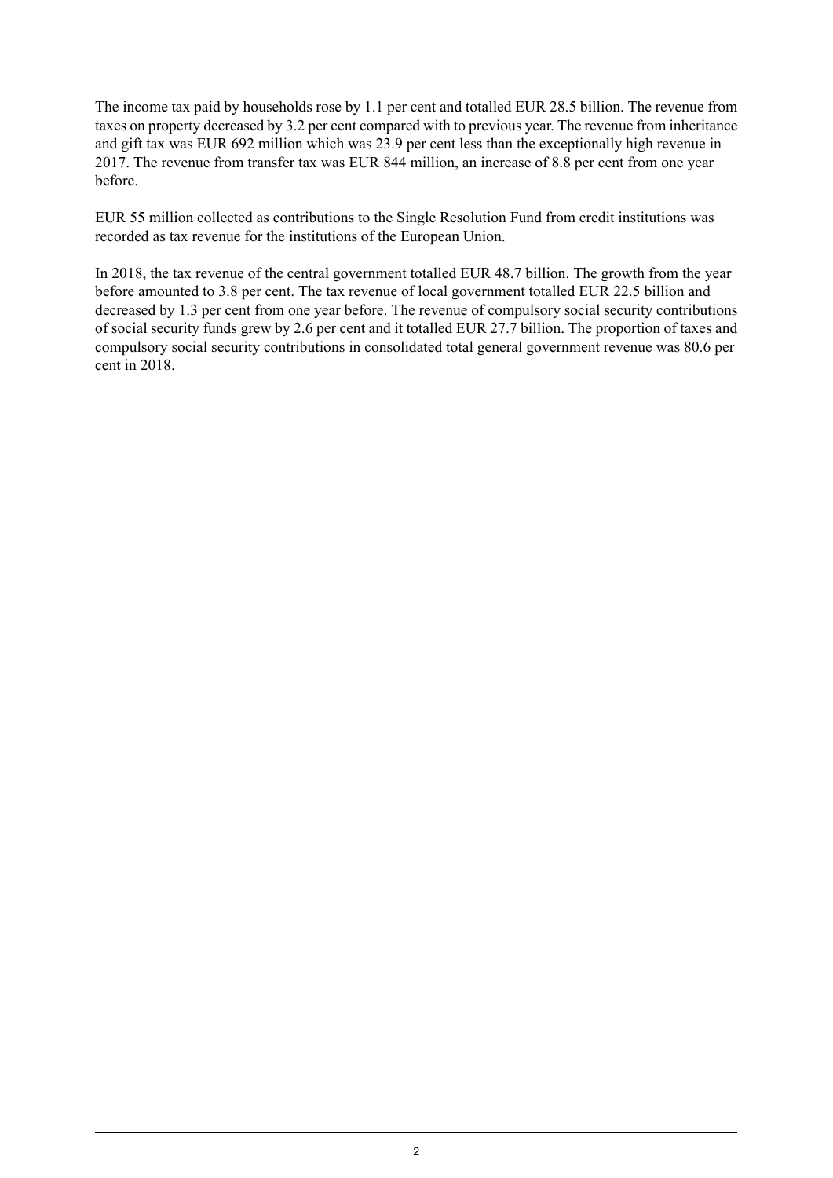The income tax paid by households rose by 1.1 per cent and totalled EUR 28.5 billion. The revenue from taxes on property decreased by 3.2 per cent compared with to previous year. The revenue from inheritance and gift tax was EUR 692 million which was 23.9 per cent less than the exceptionally high revenue in 2017. The revenue from transfer tax was EUR 844 million, an increase of 8.8 per cent from one year before.

EUR 55 million collected as contributions to the Single Resolution Fund from credit institutions was recorded as tax revenue for the institutions of the European Union.

In 2018, the tax revenue of the central government totalled EUR 48.7 billion. The growth from the year before amounted to 3.8 per cent. The tax revenue of local government totalled EUR 22.5 billion and decreased by 1.3 per cent from one year before. The revenue of compulsory social security contributions of social security funds grew by 2.6 per cent and it totalled EUR 27.7 billion. The proportion of taxes and compulsory social security contributions in consolidated total general government revenue was 80.6 per cent in 2018.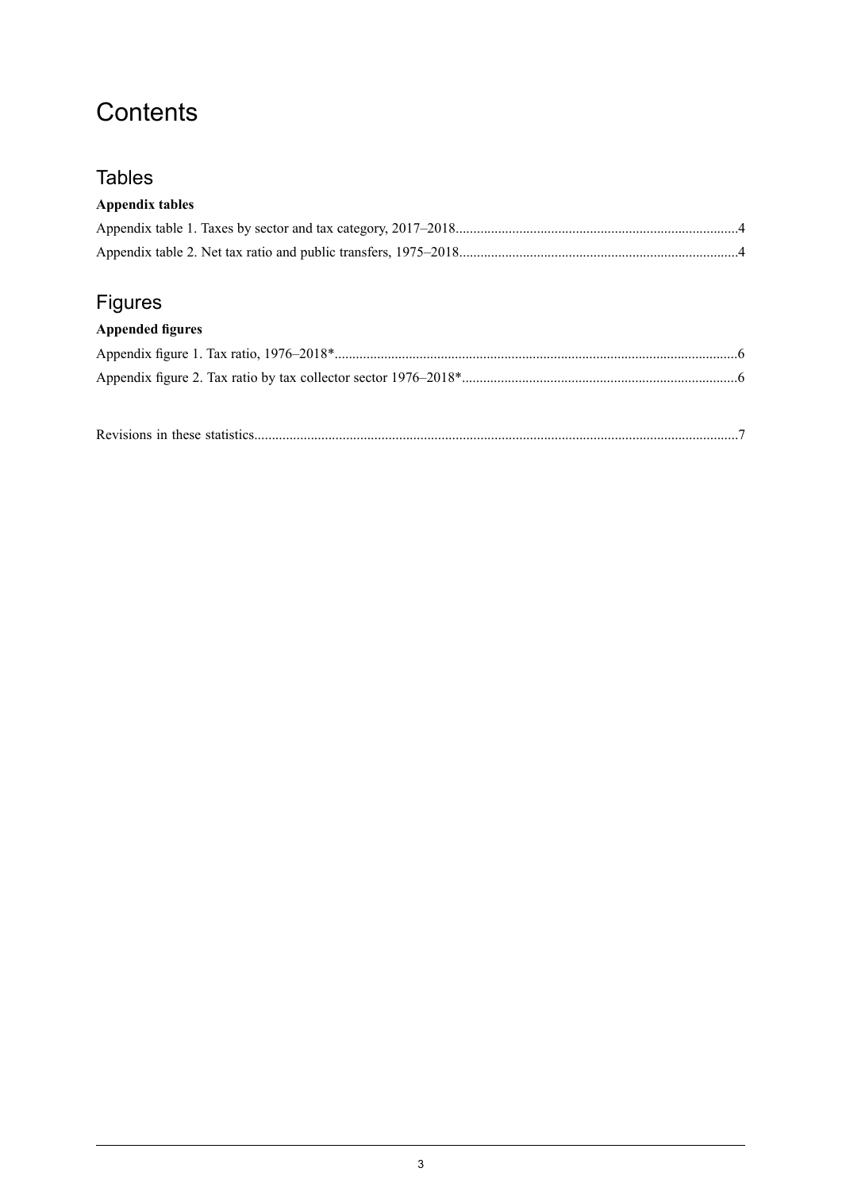# Contents

## Tables

**Appendix tables**

Appendix table 1. Taxes by sector and tax category, 2017–2018................................................................................4

Appendix table 2. Net tax ratio and public transfers, 1975–2018..............................................................................4

## Figures

**Appended figures**

Appendix figure 1. Tax ratio, 1976–2018*.................................................................................................................6

Appendix figure 2. Tax ratio by tax collector sector 1976–2018*.............................................................................6

Revisions in these statistics.........................................................................................................................................7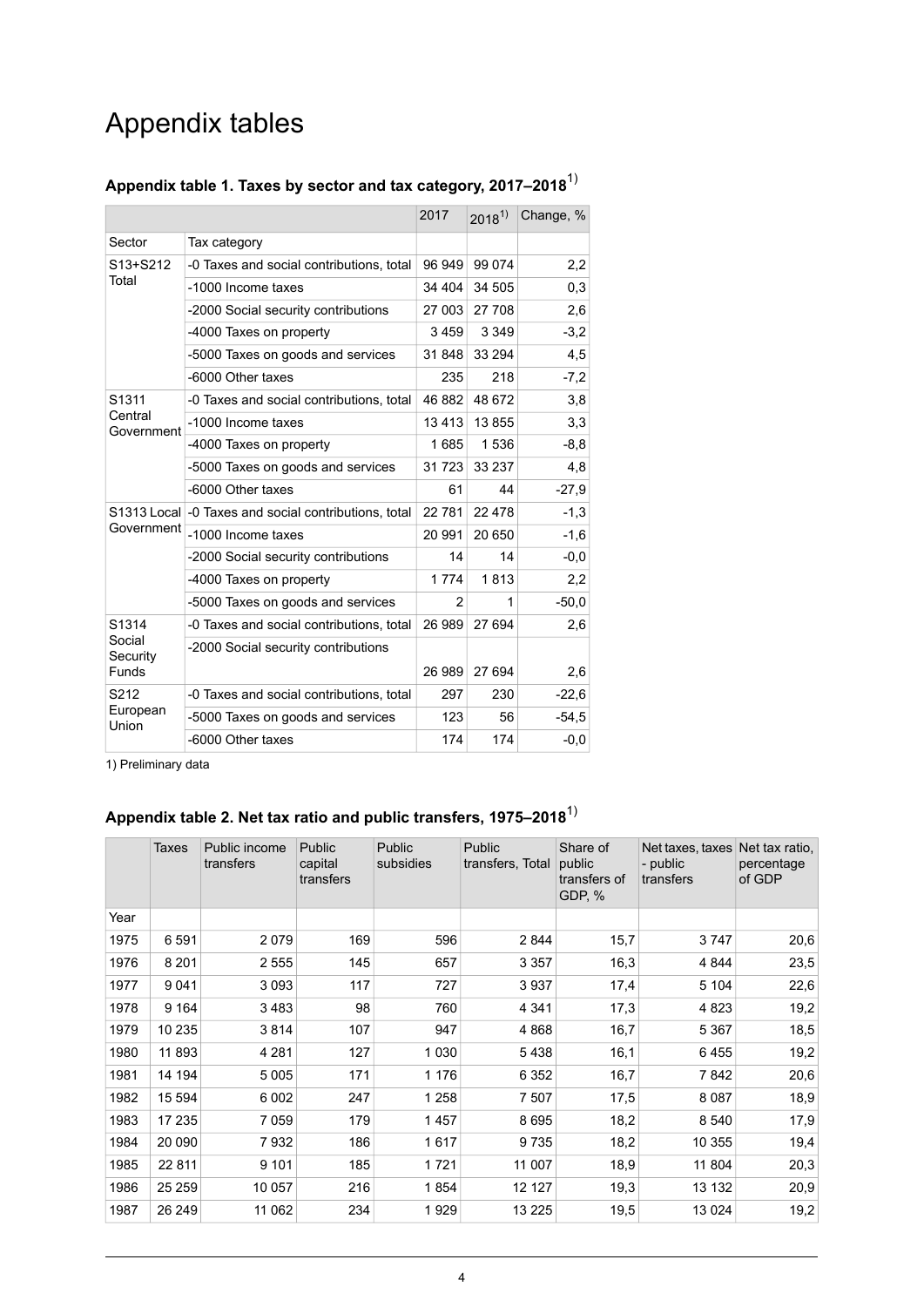# Appendix tables

### Appendix table 1. Taxes by sector and tax category, 2017–2018[1)]

| | | 2017 | 2018[1)] | Change, % |
|---|---|---|---|---|
| Sector | Tax category | | | |
| S13+S212 Total | -0 Taxes and social contributions, total | 96 949 | 99 074 | 2,2 |
| | -1000 Income taxes | 34 404 | 34 505 | 0,3 |
| | -2000 Social security contributions | 27 003 | 27 708 | 2,6 |
| | -4000 Taxes on property | 3 459 | 3 349 | -3,2 |
| | -5000 Taxes on goods and services | 31 848 | 33 294 | 4,5 |
| | -6000 Other taxes | 235 | 218 | -7,2 |
| S1311 Central Government | -0 Taxes and social contributions, total | 46 882 | 48 672 | 3,8 |
| | -1000 Income taxes | 13 413 | 13 855 | 3,3 |
| | -4000 Taxes on property | 1 685 | 1 536 | -8,8 |
| | -5000 Taxes on goods and services | 31 723 | 33 237 | 4,8 |
| | -6000 Other taxes | 61 | 44 | -27,9 |
| S1313 Local Government | -0 Taxes and social contributions, total | 22 781 | 22 478 | -1,3 |
| | -1000 Income taxes | 20 991 | 20 650 | -1,6 |
| | -2000 Social security contributions | 14 | 14 | -0,0 |
| | -4000 Taxes on property | 1 774 | 1 813 | 2,2 |
| | -5000 Taxes on goods and services | 2 | 1 | -50,0 |
| S1314 Social Security Funds | -0 Taxes and social contributions, total | 26 989 | 27 694 | 2,6 |
| | -2000 Social security contributions | 26 989 | 27 694 | 2,6 |
| S212 European Union | -0 Taxes and social contributions, total | 297 | 230 | -22,6 |
| | -5000 Taxes on goods and services | 123 | 56 | -54,5 |
| | -6000 Other taxes | 174 | 174 | -0,0 |

1) Preliminary data

### Appendix table 2. Net tax ratio and public transfers, 1975–2018[1)]

| | Taxes | Public income transfers | Public capital transfers | Public subsidies | Public transfers, Total | Share of public transfers of GDP, % | Net taxes, taxes - public transfers | Net tax ratio, percentage of GDP |
|---|---|---|---|---|---|---|---|---|
| Year | | | | | | | | |
| 1975 | 6 591 | 2 079 | 169 | 596 | 2 844 | 15,7 | 3 747 | 20,6 |
| 1976 | 8 201 | 2 555 | 145 | 657 | 3 357 | 16,3 | 4 844 | 23,5 |
| 1977 | 9 041 | 3 093 | 117 | 727 | 3 937 | 17,4 | 5 104 | 22,6 |
| 1978 | 9 164 | 3 483 | 98 | 760 | 4 341 | 17,3 | 4 823 | 19,2 |
| 1979 | 10 235 | 3 814 | 107 | 947 | 4 868 | 16,7 | 5 367 | 18,5 |
| 1980 | 11 893 | 4 281 | 127 | 1 030 | 5 438 | 16,1 | 6 455 | 19,2 |
| 1981 | 14 194 | 5 005 | 171 | 1 176 | 6 352 | 16,7 | 7 842 | 20,6 |
| 1982 | 15 594 | 6 002 | 247 | 1 258 | 7 507 | 17,5 | 8 087 | 18,9 |
| 1983 | 17 235 | 7 059 | 179 | 1 457 | 8 695 | 18,2 | 8 540 | 17,9 |
| 1984 | 20 090 | 7 932 | 186 | 1 617 | 9 735 | 18,2 | 10 355 | 19,4 |
| 1985 | 22 811 | 9 101 | 185 | 1 721 | 11 007 | 18,9 | 11 804 | 20,3 |
| 1986 | 25 259 | 10 057 | 216 | 1 854 | 12 127 | 19,3 | 13 132 | 20,9 |
| 1987 | 26 249 | 11 062 | 234 | 1 929 | 13 225 | 19,5 | 13 024 | 19,2 |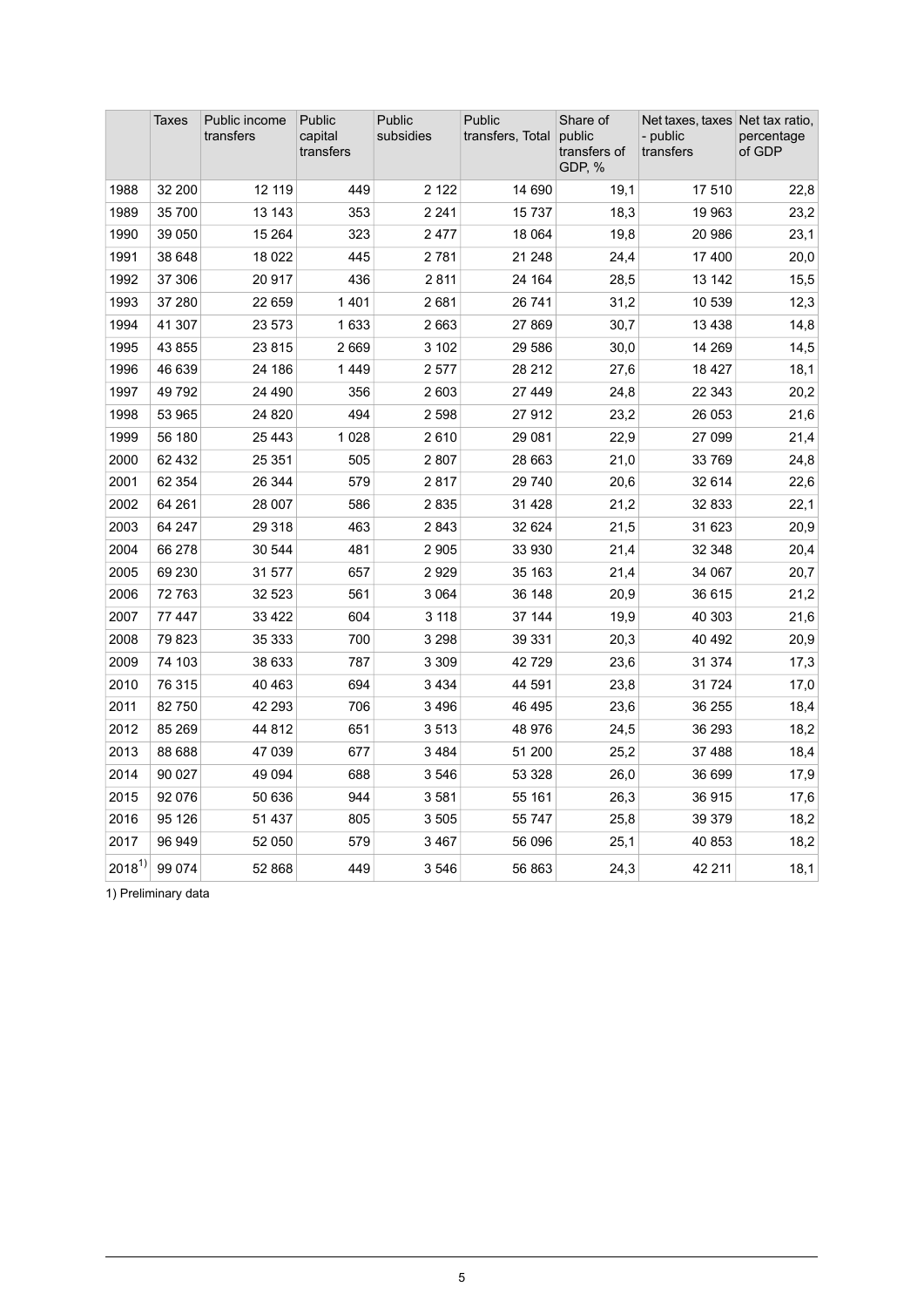| | Taxes | Public income transfers | Public capital transfers | Public subsidies | Public transfers, Total | Share of public transfers of GDP, % | Net taxes, taxes - public transfers | Net tax ratio, percentage of GDP |
|---|---|---|---|---|---|---|---|---|
| 1988 | 32 200 | 12 119 | 449 | 2 122 | 14 690 | 19,1 | 17 510 | 22,8 |
| 1989 | 35 700 | 13 143 | 353 | 2 241 | 15 737 | 18,3 | 19 963 | 23,2 |
| 1990 | 39 050 | 15 264 | 323 | 2 477 | 18 064 | 19,8 | 20 986 | 23,1 |
| 1991 | 38 648 | 18 022 | 445 | 2 781 | 21 248 | 24,4 | 17 400 | 20,0 |
| 1992 | 37 306 | 20 917 | 436 | 2 811 | 24 164 | 28,5 | 13 142 | 15,5 |
| 1993 | 37 280 | 22 659 | 1 401 | 2 681 | 26 741 | 31,2 | 10 539 | 12,3 |
| 1994 | 41 307 | 23 573 | 1 633 | 2 663 | 27 869 | 30,7 | 13 438 | 14,8 |
| 1995 | 43 855 | 23 815 | 2 669 | 3 102 | 29 586 | 30,0 | 14 269 | 14,5 |
| 1996 | 46 639 | 24 186 | 1 449 | 2 577 | 28 212 | 27,6 | 18 427 | 18,1 |
| 1997 | 49 792 | 24 490 | 356 | 2 603 | 27 449 | 24,8 | 22 343 | 20,2 |
| 1998 | 53 965 | 24 820 | 494 | 2 598 | 27 912 | 23,2 | 26 053 | 21,6 |
| 1999 | 56 180 | 25 443 | 1 028 | 2 610 | 29 081 | 22,9 | 27 099 | 21,4 |
| 2000 | 62 432 | 25 351 | 505 | 2 807 | 28 663 | 21,0 | 33 769 | 24,8 |
| 2001 | 62 354 | 26 344 | 579 | 2 817 | 29 740 | 20,6 | 32 614 | 22,6 |
| 2002 | 64 261 | 28 007 | 586 | 2 835 | 31 428 | 21,2 | 32 833 | 22,1 |
| 2003 | 64 247 | 29 318 | 463 | 2 843 | 32 624 | 21,5 | 31 623 | 20,9 |
| 2004 | 66 278 | 30 544 | 481 | 2 905 | 33 930 | 21,4 | 32 348 | 20,4 |
| 2005 | 69 230 | 31 577 | 657 | 2 929 | 35 163 | 21,4 | 34 067 | 20,7 |
| 2006 | 72 763 | 32 523 | 561 | 3 064 | 36 148 | 20,9 | 36 615 | 21,2 |
| 2007 | 77 447 | 33 422 | 604 | 3 118 | 37 144 | 19,9 | 40 303 | 21,6 |
| 2008 | 79 823 | 35 333 | 700 | 3 298 | 39 331 | 20,3 | 40 492 | 20,9 |
| 2009 | 74 103 | 38 633 | 787 | 3 309 | 42 729 | 23,6 | 31 374 | 17,3 |
| 2010 | 76 315 | 40 463 | 694 | 3 434 | 44 591 | 23,8 | 31 724 | 17,0 |
| 2011 | 82 750 | 42 293 | 706 | 3 496 | 46 495 | 23,6 | 36 255 | 18,4 |
| 2012 | 85 269 | 44 812 | 651 | 3 513 | 48 976 | 24,5 | 36 293 | 18,2 |
| 2013 | 88 688 | 47 039 | 677 | 3 484 | 51 200 | 25,2 | 37 488 | 18,4 |
| 2014 | 90 027 | 49 094 | 688 | 3 546 | 53 328 | 26,0 | 36 699 | 17,9 |
| 2015 | 92 076 | 50 636 | 944 | 3 581 | 55 161 | 26,3 | 36 915 | 17,6 |
| 2016 | 95 126 | 51 437 | 805 | 3 505 | 55 747 | 25,8 | 39 379 | 18,2 |
| 2017 | 96 949 | 52 050 | 579 | 3 467 | 56 096 | 25,1 | 40 853 | 18,2 |
| 2018[1] | 99 074 | 52 868 | 449 | 3 546 | 56 863 | 24,3 | 42 211 | 18,1 |

1) Preliminary data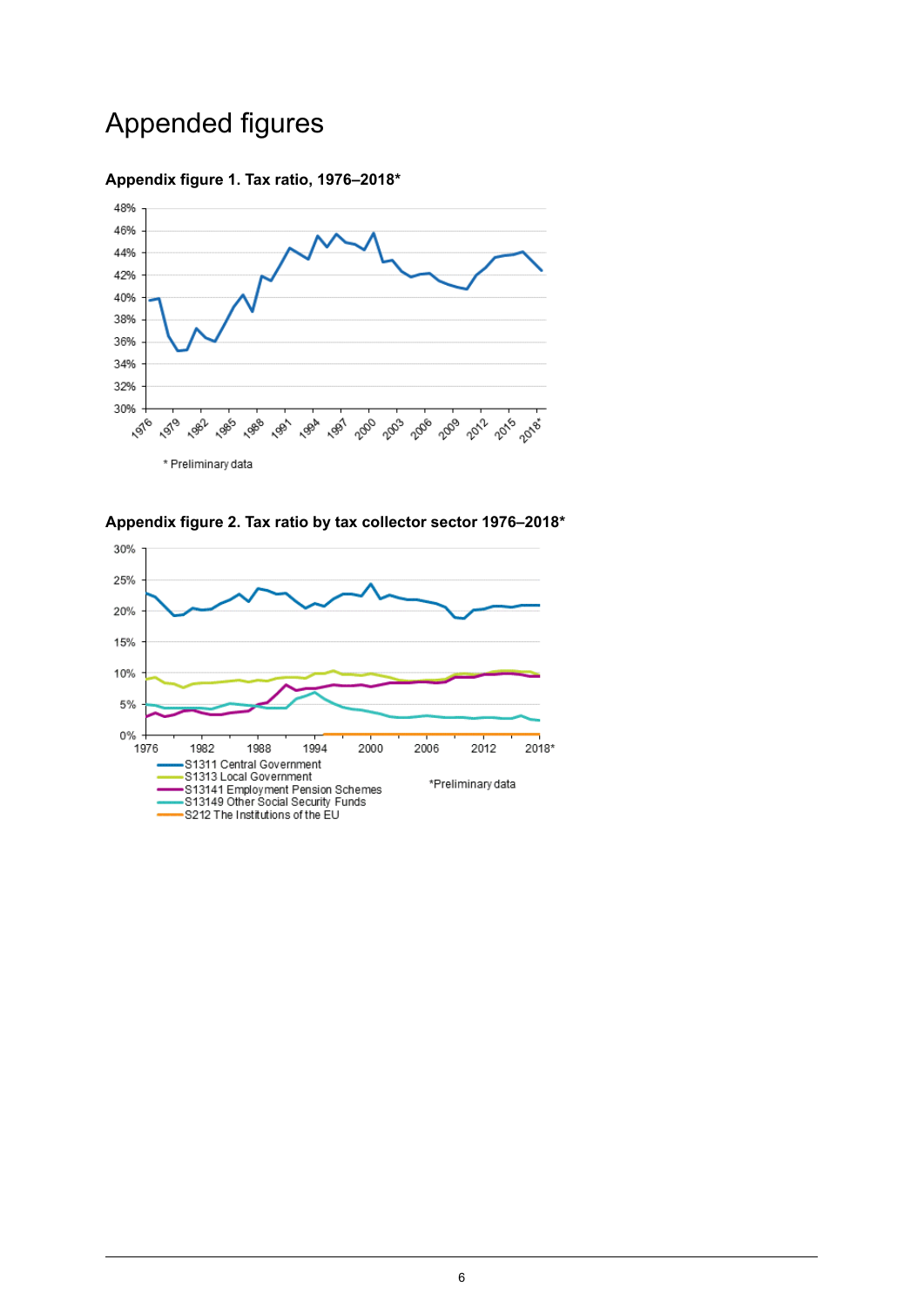# Appended figures

**Appendix figure 1. Tax ratio, 1976–2018***

\* Preliminary data

**Appendix figure 2. Tax ratio by tax collector sector 1976–2018***

- S1311 Central Government
- S1313 Local Government
- S13141 Employment Pension Schemes
- S13149 Other Social Security Funds
- S212 The Institutions of the EU

*Preliminary data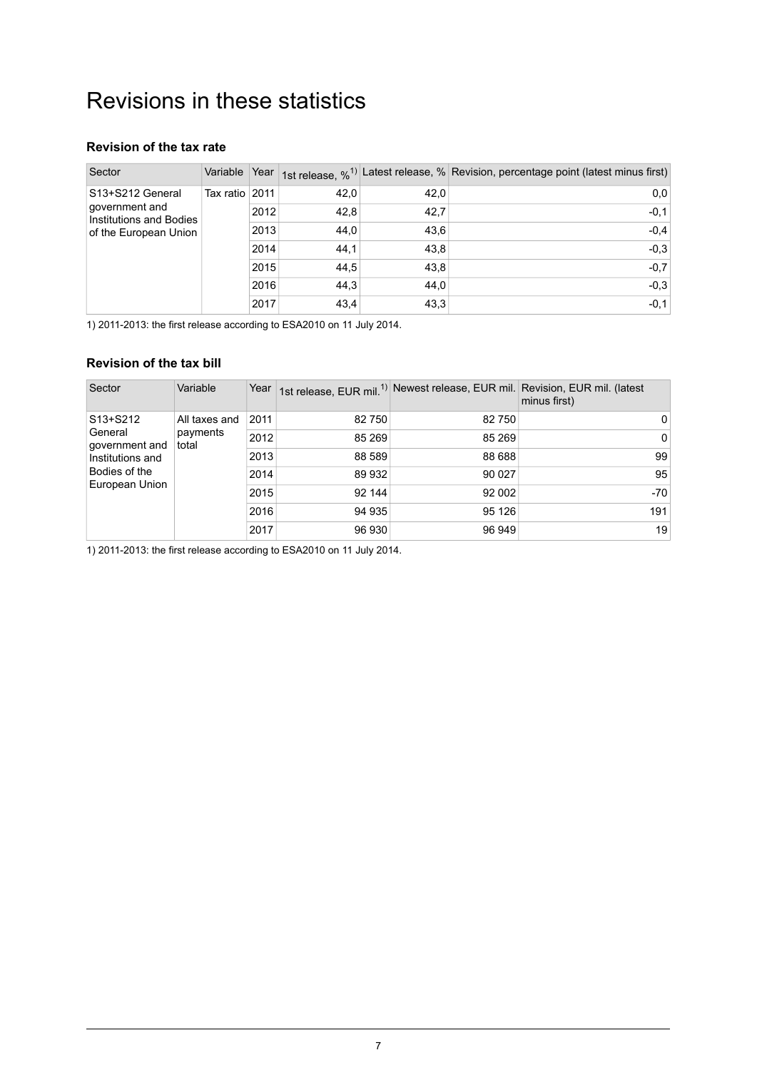# Revisions in these statistics

### Revision of the tax rate

| Sector | Variable | Year | 1st release, %[1] | Latest release, % | Revision, percentage point (latest minus first) |
|---|---|---|---|---|---|
| S13+S212 General government and Institutions and Bodies of the European Union | Tax ratio | 2011 | 42,0 | 42,0 | 0,0 |
| | | 2012 | 42,8 | 42,7 | -0,1 |
| | | 2013 | 44,0 | 43,6 | -0,4 |
| | | 2014 | 44,1 | 43,8 | -0,3 |
| | | 2015 | 44,5 | 43,8 | -0,7 |
| | | 2016 | 44,3 | 44,0 | -0,3 |
| | | 2017 | 43,4 | 43,3 | -0,1 |

1) 2011-2013: the first release according to ESA2010 on 11 July 2014.

### Revision of the tax bill

| Sector | Variable | Year | 1st release, EUR mil.[1] | Newest release, EUR mil. | Revision, EUR mil. (latest minus first) |
|---|---|---|---|---|---|
| S13+S212 General government and Institutions and Bodies of the European Union | All taxes and payments total | 2011 | 82 750 | 82 750 | 0 |
| | | 2012 | 85 269 | 85 269 | 0 |
| | | 2013 | 88 589 | 88 688 | 99 |
| | | 2014 | 89 932 | 90 027 | 95 |
| | | 2015 | 92 144 | 92 002 | -70 |
| | | 2016 | 94 935 | 95 126 | 191 |
| | | 2017 | 96 930 | 96 949 | 19 |

1) 2011-2013: the first release according to ESA2010 on 11 July 2014.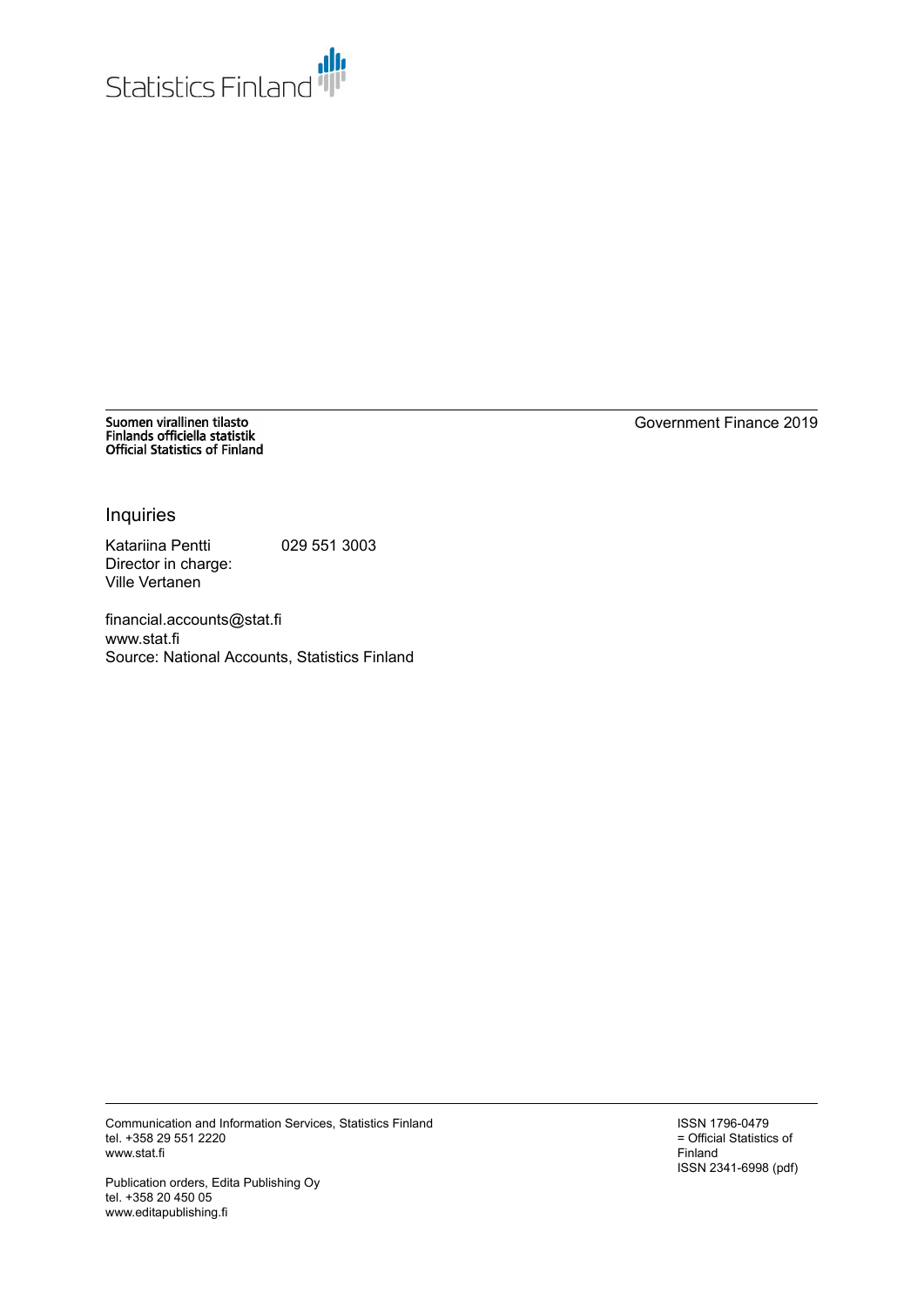Statistics Finland

Suomen virallinen tilasto
Finlands officiella statistik
Official Statistics of Finland

Government Finance 2019

## Inquiries

Katariina Pentti 029 551 3003
Director in charge:
Ville Vertanen

financial.accounts@stat.fi
www.stat.fi
Source: National Accounts, Statistics Finland

Communication and Information Services, Statistics Finland
tel. +358 29 551 2220
www.stat.fi

Publication orders, Edita Publishing Oy
tel. +358 20 450 05
www.editapublishing.fi

ISSN 1796-0479
= Official Statistics of Finland
ISSN 2341-6998 (pdf)